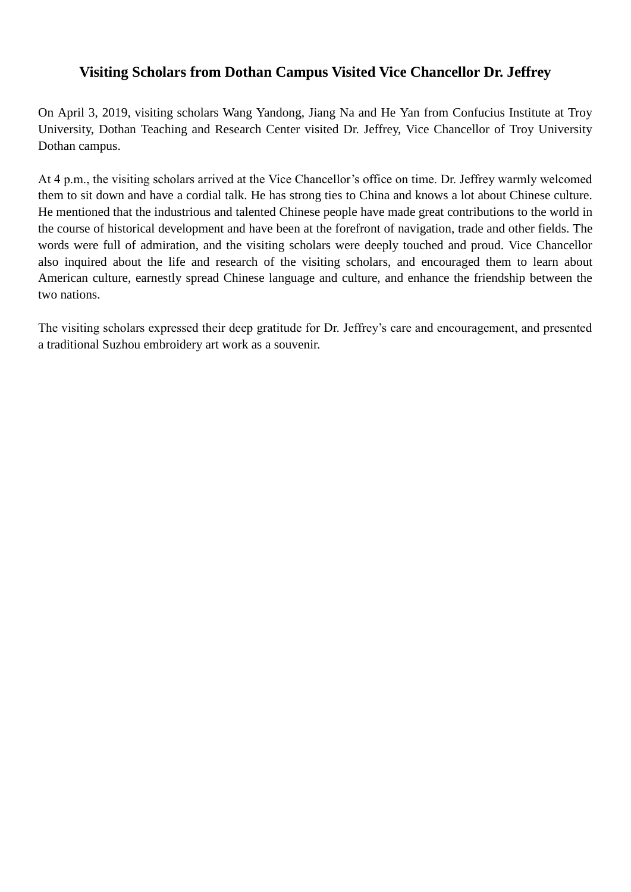# Visiting Scholars from Dothan Campus Visited Vice Chancellor Dr. Jeffrey

On April 3, 2019, visiting scholars Wang Yandong, Jiang Na and He Yan from Confucius Institute at Troy University, Dothan Teaching and Research Center visited Dr. Jeffrey, Vice Chancellor of Troy University Dothan campus.

At 4 p.m., the visiting scholars arrived at the Vice Chancellor's office on time. Dr. Jeffrey warmly welcomed them to sit down and have a cordial talk. He has strong ties to China and knows a lot about Chinese culture. He mentioned that the industrious and talented Chinese people have made great contributions to the world in the course of historical development and have been at the forefront of navigation, trade and other fields. The words were full of admiration, and the visiting scholars were deeply touched and proud. Vice Chancellor also inquired about the life and research of the visiting scholars, and encouraged them to learn about American culture, earnestly spread Chinese language and culture, and enhance the friendship between the two nations.

The visiting scholars expressed their deep gratitude for Dr. Jeffrey's care and encouragement, and presented a traditional Suzhou embroidery art work as a souvenir.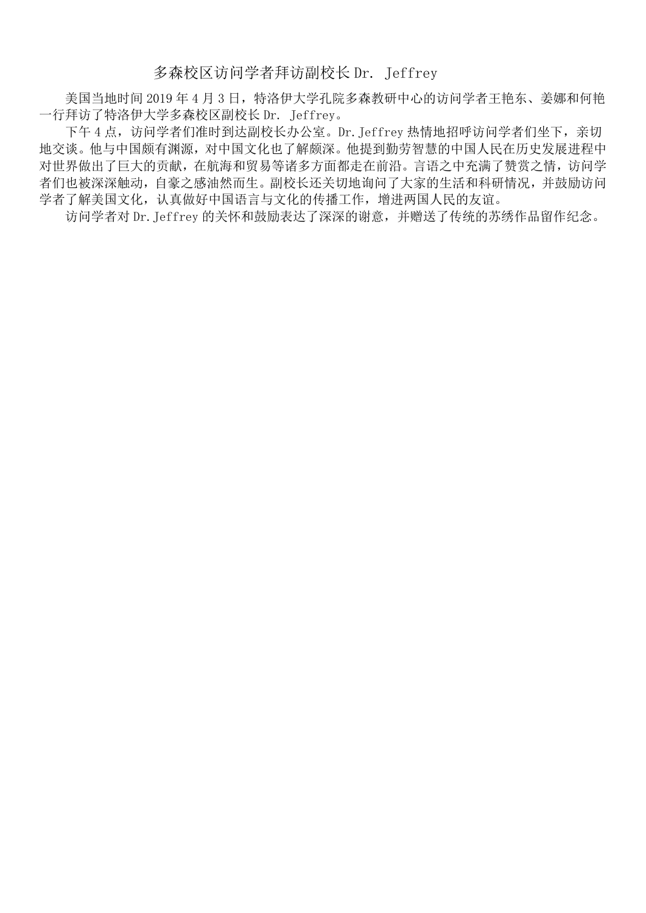# 多森校区访问学者拜访副校长 Dr. Jeffrey

美国当地时间 2019 年 4 月 3 日，特洛伊大学孔院多森教研中心的访问学者王艳东、姜娜和何艳一行拜访了特洛伊大学多森校区副校长 Dr. Jeffrey。

下午 4 点，访问学者们准时到达副校长办公室。Dr.Jeffrey 热情地招呼访问学者们坐下，亲切地交谈。他与中国颇有渊源，对中国文化也了解颇深。他提到勤劳智慧的中国人民在历史发展进程中对世界做出了巨大的贡献，在航海和贸易等诸多方面都走在前沿。言语之中充满了赞赏之情，访问学者们也被深深触动，自豪之感油然而生。副校长还关切地询问了大家的生活和科研情况，并鼓励访问学者了解美国文化，认真做好中国语言与文化的传播工作，增进两国人民的友谊。

访问学者对 Dr.Jeffrey 的关怀和鼓励表达了深深的谢意，并赠送了传统的苏绣作品留作纪念。